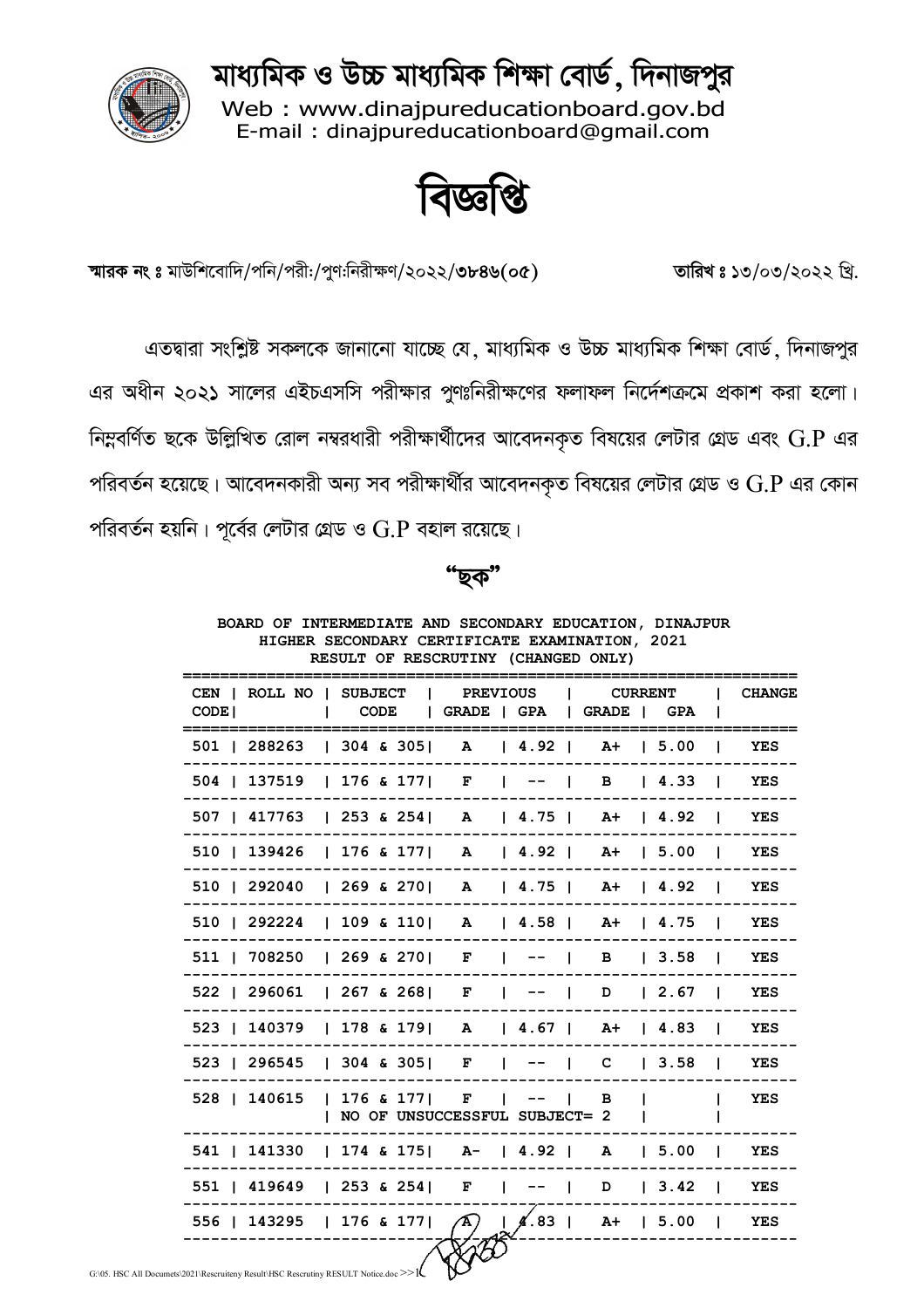# মাধ্যমিক ও উচ্চ মাধ্যমিক শিক্ষা বোর্ড, দিনাজপুর

Web : www.dinajpureducationboard.gov.bd
E-mail : dinajpureducationboard@gmail.com

## বিজ্ঞপ্তি

**স্মারক নং ঃ** মাউশিবোদি/পনি/পরীঃ/পুণঃনিরীক্ষণ/২০২২/**৩৮৪৬(০৫)** **তারিখ ঃ** ১৩/০৩/২০২২ খ্রি.

এতদ্বারা সংশ্লিষ্ট সকলকে জানানো যাচ্ছে যে, মাধ্যমিক ও উচ্চ মাধ্যমিক শিক্ষা বোর্ড, দিনাজপুর এর অধীন ২০২১ সালের এইচএসসি পরীক্ষার পুণঃনিরীক্ষণের ফলাফল নির্দেশক্রমে প্রকাশ করা হলো। নিম্নবর্ণিত ছকে উল্লিখিত রোল নম্বরধারী পরীক্ষার্থীদের আবেদনকৃত বিষয়ের লেটার গ্রেড এবং G.P এর পরিবর্তন হয়েছে। আবেদনকারী অন্য সব পরীক্ষার্থীর আবেদনকৃত বিষয়ের লেটার গ্রেড ও G.P এর কোন পরিবর্তন হয়নি। পূর্বের লেটার গ্রেড ও G.P বহাল রয়েছে।

**"ছক"**

**BOARD OF INTERMEDIATE AND SECONDARY EDUCATION, DINAJPUR**
**HIGHER SECONDARY CERTIFICATE EXAMINATION, 2021**
**RESULT OF RESCRUTINY (CHANGED ONLY)**

| CEN CODE | ROLL NO | SUBJECT CODE | PREVIOUS GRADE | PREVIOUS GPA | CURRENT GRADE | CURRENT GPA | CHANGE |
|---|---|---|---|---|---|---|---|
| 501 | 288263 | 304 & 305 | A | 4.92 | A+ | 5.00 | YES |
| 504 | 137519 | 176 & 177 | F | -- | B | 4.33 | YES |
| 507 | 417763 | 253 & 254 | A | 4.75 | A+ | 4.92 | YES |
| 510 | 139426 | 176 & 177 | A | 4.92 | A+ | 5.00 | YES |
| 510 | 292040 | 269 & 270 | A | 4.75 | A+ | 4.92 | YES |
| 510 | 292224 | 109 & 110 | A | 4.58 | A+ | 4.75 | YES |
| 511 | 708250 | 269 & 270 | F | -- | B | 3.58 | YES |
| 522 | 296061 | 267 & 268 | F | -- | D | 2.67 | YES |
| 523 | 140379 | 178 & 179 | A | 4.67 | A+ | 4.83 | YES |
| 523 | 296545 | 304 & 305 | F | -- | C | 3.58 | YES |
| 528 | 140615 | 176 & 177 | F | -- | B | | YES |
| | | NO OF UNSUCCESSFUL SUBJECT= 2 | | | | | |
| 541 | 141330 | 174 & 175 | A- | 4.92 | A | 5.00 | YES |
| 551 | 419649 | 253 & 254 | F | -- | D | 3.42 | YES |
| 556 | 143295 | 176 & 177 | A | 4.83 | A+ | 5.00 | YES |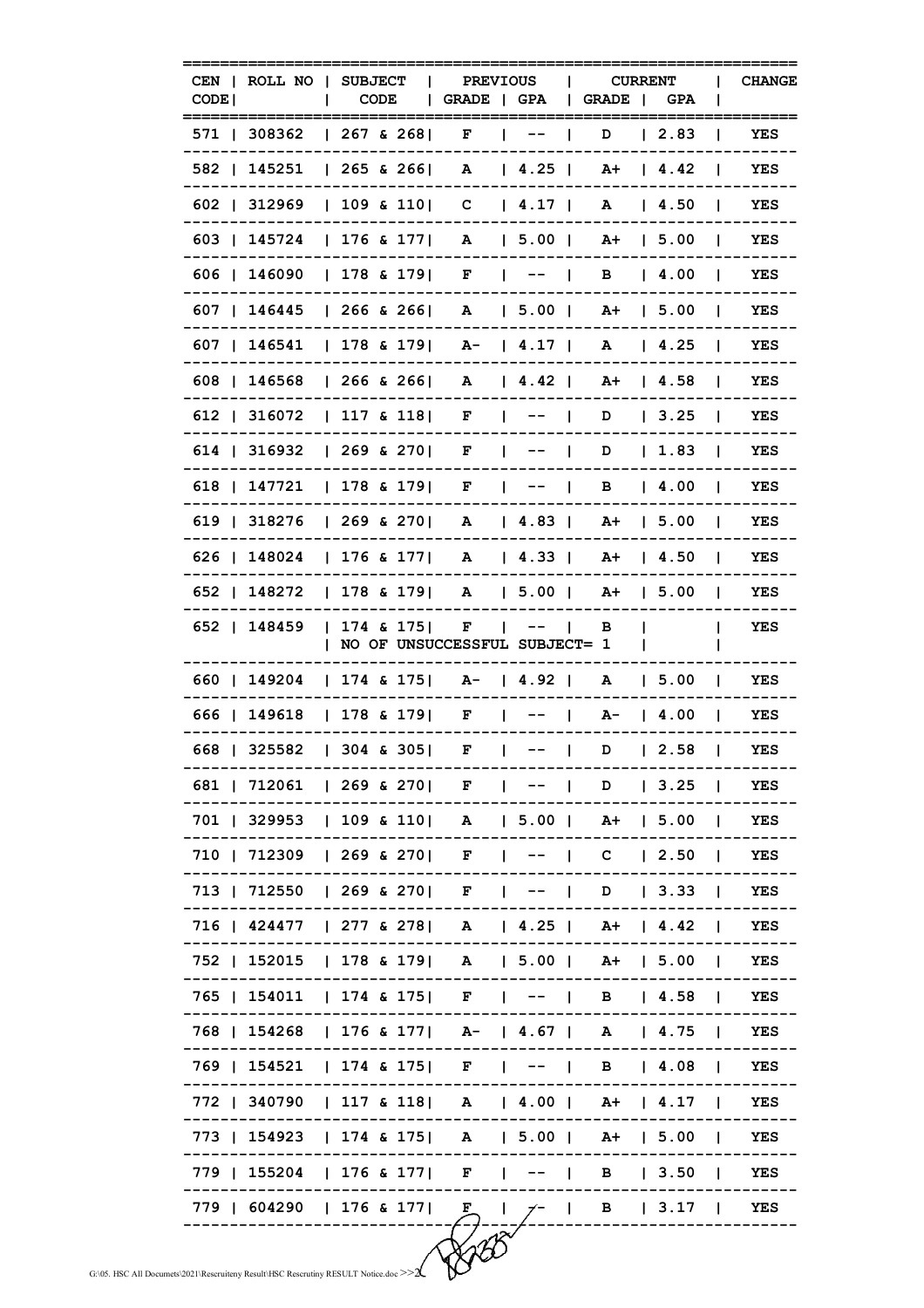| CEN CODE | ROLL NO | SUBJECT CODE | PREVIOUS GRADE | PREVIOUS GPA | CURRENT GRADE | CURRENT GPA | CHANGE |
|---|---|---|---|---|---|---|---|
| 571 | 308362 | 267 & 268 | F | -- | D | 2.83 | YES |
| 582 | 145251 | 265 & 266 | A | 4.25 | A+ | 4.42 | YES |
| 602 | 312969 | 109 & 110 | C | 4.17 | A | 4.50 | YES |
| 603 | 145724 | 176 & 177 | A | 5.00 | A+ | 5.00 | YES |
| 606 | 146090 | 178 & 179 | F | -- | B | 4.00 | YES |
| 607 | 146445 | 266 & 266 | A | 5.00 | A+ | 5.00 | YES |
| 607 | 146541 | 178 & 179 | A- | 4.17 | A | 4.25 | YES |
| 608 | 146568 | 266 & 266 | A | 4.42 | A+ | 4.58 | YES |
| 612 | 316072 | 117 & 118 | F | -- | D | 3.25 | YES |
| 614 | 316932 | 269 & 270 | F | -- | D | 1.83 | YES |
| 618 | 147721 | 178 & 179 | F | -- | B | 4.00 | YES |
| 619 | 318276 | 269 & 270 | A | 4.83 | A+ | 5.00 | YES |
| 626 | 148024 | 176 & 177 | A | 4.33 | A+ | 4.50 | YES |
| 652 | 148272 | 178 & 179 | A | 5.00 | A+ | 5.00 | YES |
| 652 | 148459 | 174 & 175<br>NO OF UNSUCCESSFUL SUBJECT= 1 | F | -- | B | | YES |
| 660 | 149204 | 174 & 175 | A- | 4.92 | A | 5.00 | YES |
| 666 | 149618 | 178 & 179 | F | -- | A- | 4.00 | YES |
| 668 | 325582 | 304 & 305 | F | -- | D | 2.58 | YES |
| 681 | 712061 | 269 & 270 | F | -- | D | 3.25 | YES |
| 701 | 329953 | 109 & 110 | A | 5.00 | A+ | 5.00 | YES |
| 710 | 712309 | 269 & 270 | F | -- | C | 2.50 | YES |
| 713 | 712550 | 269 & 270 | F | -- | D | 3.33 | YES |
| 716 | 424477 | 277 & 278 | A | 4.25 | A+ | 4.42 | YES |
| 752 | 152015 | 178 & 179 | A | 5.00 | A+ | 5.00 | YES |
| 765 | 154011 | 174 & 175 | F | -- | B | 4.58 | YES |
| 768 | 154268 | 176 & 177 | A- | 4.67 | A | 4.75 | YES |
| 769 | 154521 | 174 & 175 | F | -- | B | 4.08 | YES |
| 772 | 340790 | 117 & 118 | A | 4.00 | A+ | 4.17 | YES |
| 773 | 154923 | 174 & 175 | A | 5.00 | A+ | 5.00 | YES |
| 779 | 155204 | 176 & 177 | F | -- | B | 3.50 | YES |
| 779 | 604290 | 176 & 177 | F | -- | B | 3.17 | YES |

G:\05. HSC All Documets\2021\Rescruiteny Result\HSC Rescrutiny RESULT Notice.doc >>2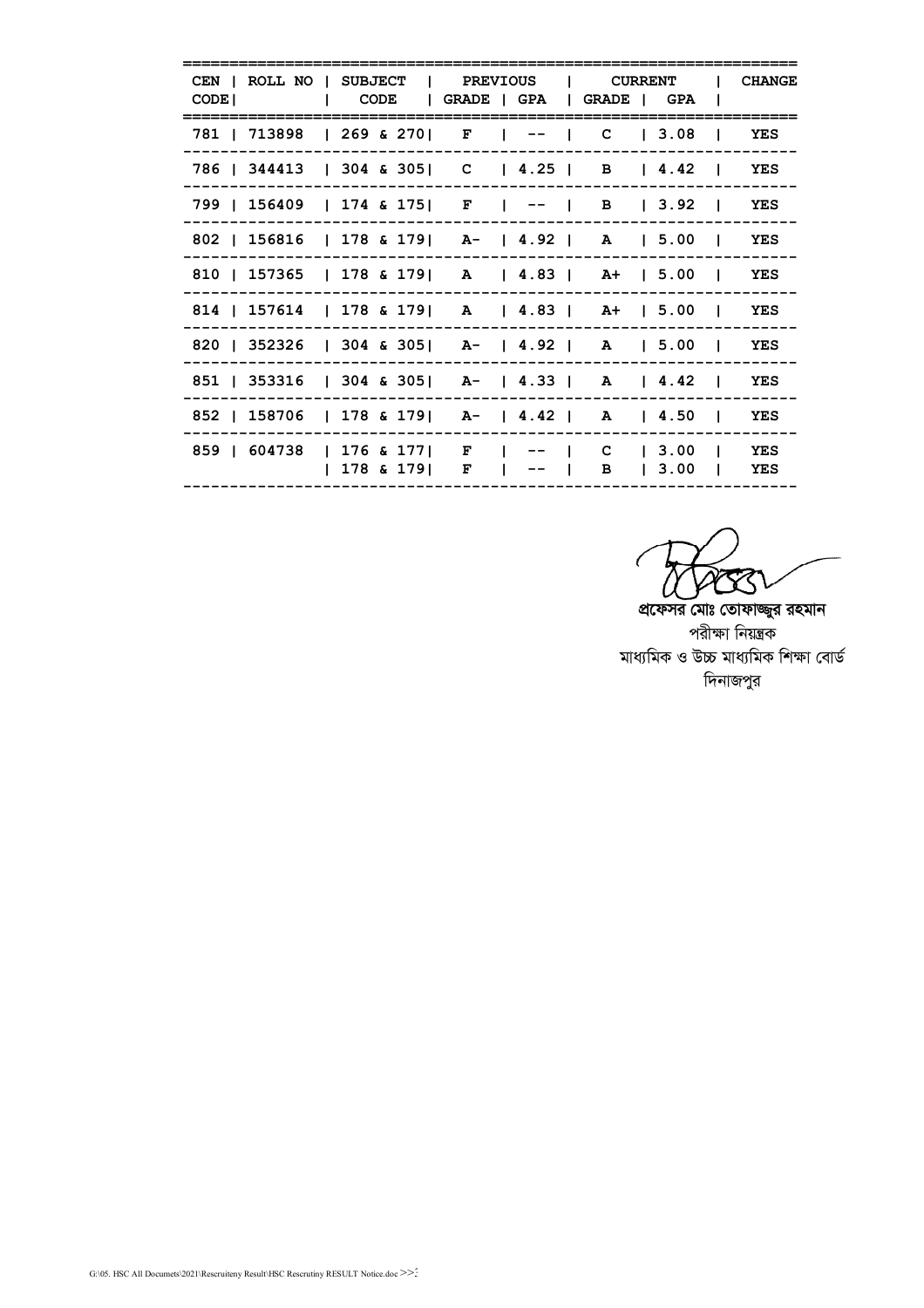| CEN CODE | ROLL NO | SUBJECT CODE | PREVIOUS GRADE | PREVIOUS GPA | CURRENT GRADE | CURRENT GPA | CHANGE |
|---|---|---|---|---|---|---|---|
| 781 | 713898 | 269 & 270 | F | -- | C | 3.08 | YES |
| 786 | 344413 | 304 & 305 | C | 4.25 | B | 4.42 | YES |
| 799 | 156409 | 174 & 175 | F | -- | B | 3.92 | YES |
| 802 | 156816 | 178 & 179 | A- | 4.92 | A | 5.00 | YES |
| 810 | 157365 | 178 & 179 | A | 4.83 | A+ | 5.00 | YES |
| 814 | 157614 | 178 & 179 | A | 4.83 | A+ | 5.00 | YES |
| 820 | 352326 | 304 & 305 | A- | 4.92 | A | 5.00 | YES |
| 851 | 353316 | 304 & 305 | A- | 4.33 | A | 4.42 | YES |
| 852 | 158706 | 178 & 179 | A- | 4.42 | A | 4.50 | YES |
| 859 | 604738 | 176 & 177 | F | -- | C | 3.00 | YES |
| | | 178 & 179 | F | -- | B | 3.00 | YES |

**প্রফেসর মোঃ তোফাজ্জুর রহমান**
পরীক্ষা নিয়ন্ত্রক
মাধ্যমিক ও উচ্চ মাধ্যমিক শিক্ষা বোর্ড
দিনাজপুর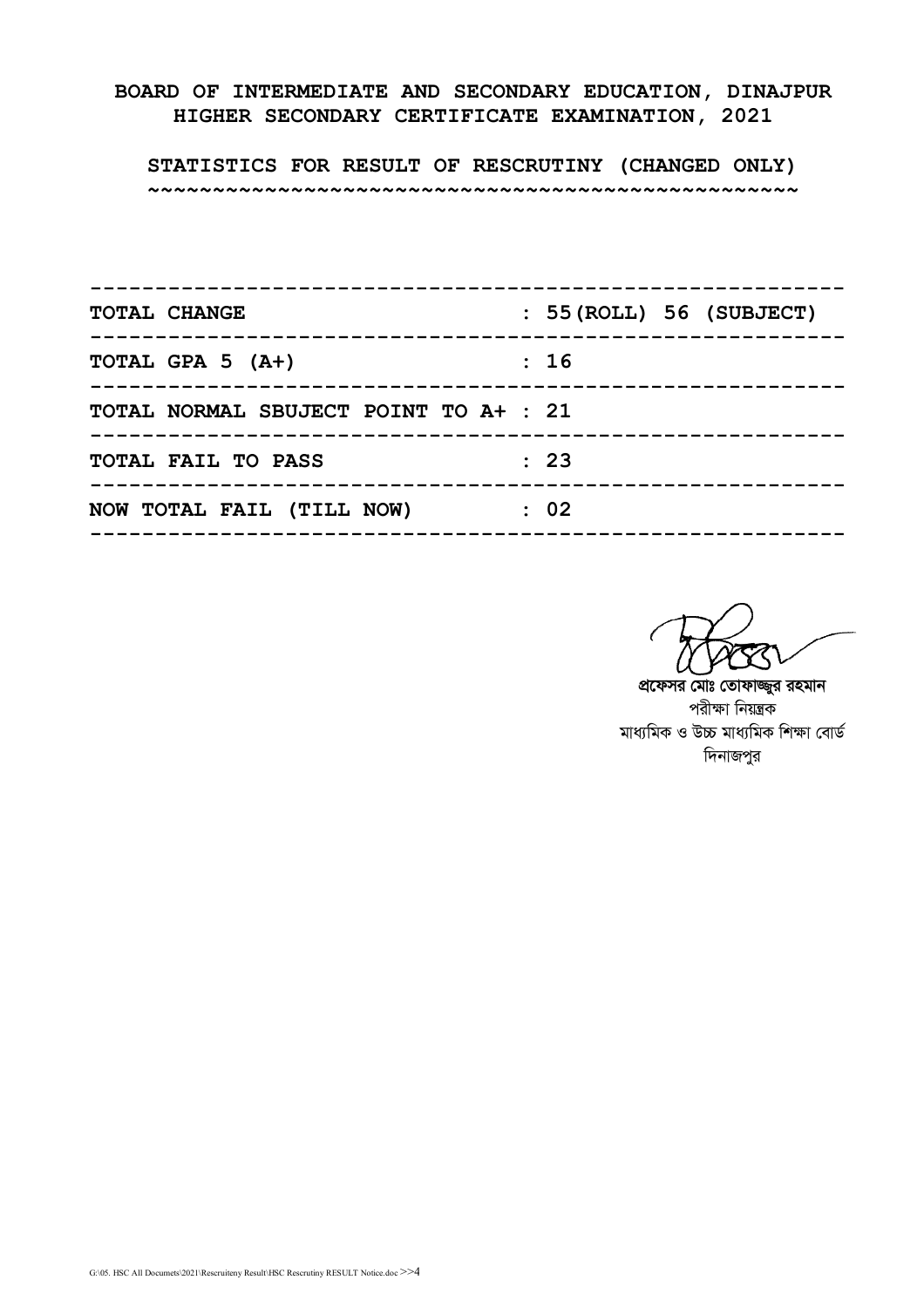**BOARD OF INTERMEDIATE AND SECONDARY EDUCATION, DINAJPUR**
**HIGHER SECONDARY CERTIFICATE EXAMINATION, 2021**

**STATISTICS FOR RESULT OF RESCRUTINY (CHANGED ONLY)**

| | |
|---|---|
| **TOTAL CHANGE** | **: 55(ROLL) 56 (SUBJECT)** |
| **TOTAL GPA 5 (A+)** | **: 16** |
| **TOTAL NORMAL SBUJECT POINT TO A+** | **: 21** |
| **TOTAL FAIL TO PASS** | **: 23** |
| **NOW TOTAL FAIL (TILL NOW)** | **: 02** |

**প্রফেসর মোঃ তোফাজ্জুর রহমান**
পরীক্ষা নিয়ন্ত্রক
মাধ্যমিক ও উচ্চ মাধ্যমিক শিক্ষা বোর্ড
দিনাজপুর

G:\05. HSC All Documets\2021\Rescruiteny Result\HSC Rescrutiny RESULT Notice.doc >>4